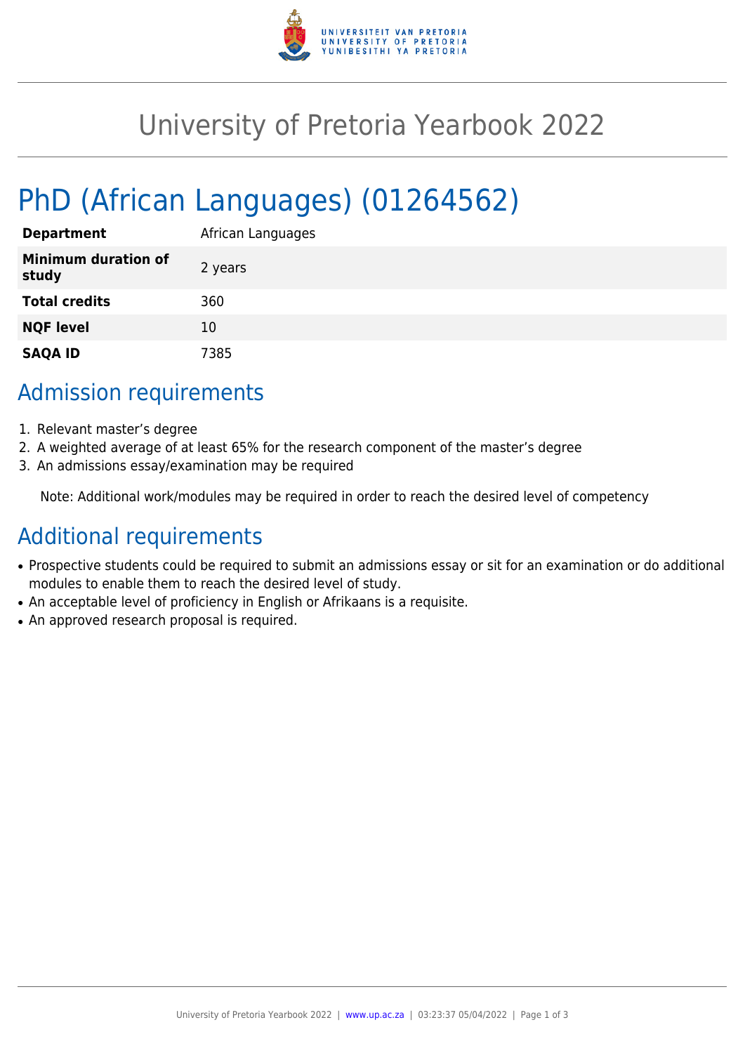# University of Pretoria Yearbook 2022

# PhD (African Languages) (01264562)

| | |
|---|---|
| **Department** | African Languages |
| **Minimum duration of study** | 2 years |
| **Total credits** | 360 |
| **NQF level** | 10 |
| **SAQA ID** | 7385 |

## Admission requirements

1. Relevant master's degree
2. A weighted average of at least 65% for the research component of the master's degree
3. An admissions essay/examination may be required

Note: Additional work/modules may be required in order to reach the desired level of competency

## Additional requirements

- Prospective students could be required to submit an admissions essay or sit for an examination or do additional modules to enable them to reach the desired level of study.
- An acceptable level of proficiency in English or Afrikaans is a requisite.
- An approved research proposal is required.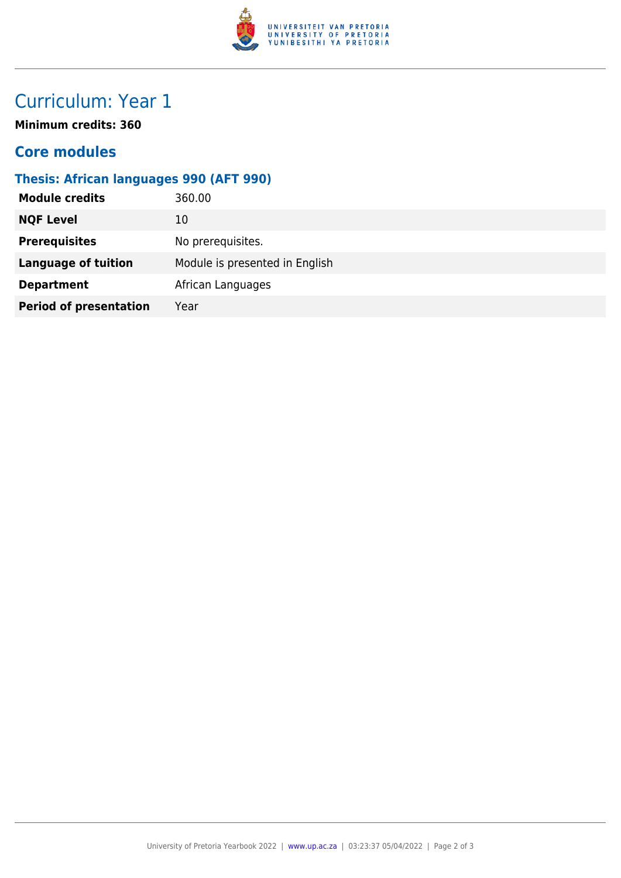# Curriculum: Year 1

**Minimum credits: 360**

## Core modules

### Thesis: African languages 990 (AFT 990)

| | |
|---|---|
| **Module credits** | 360.00 |
| **NQF Level** | 10 |
| **Prerequisites** | No prerequisites. |
| **Language of tuition** | Module is presented in English |
| **Department** | African Languages |
| **Period of presentation** | Year |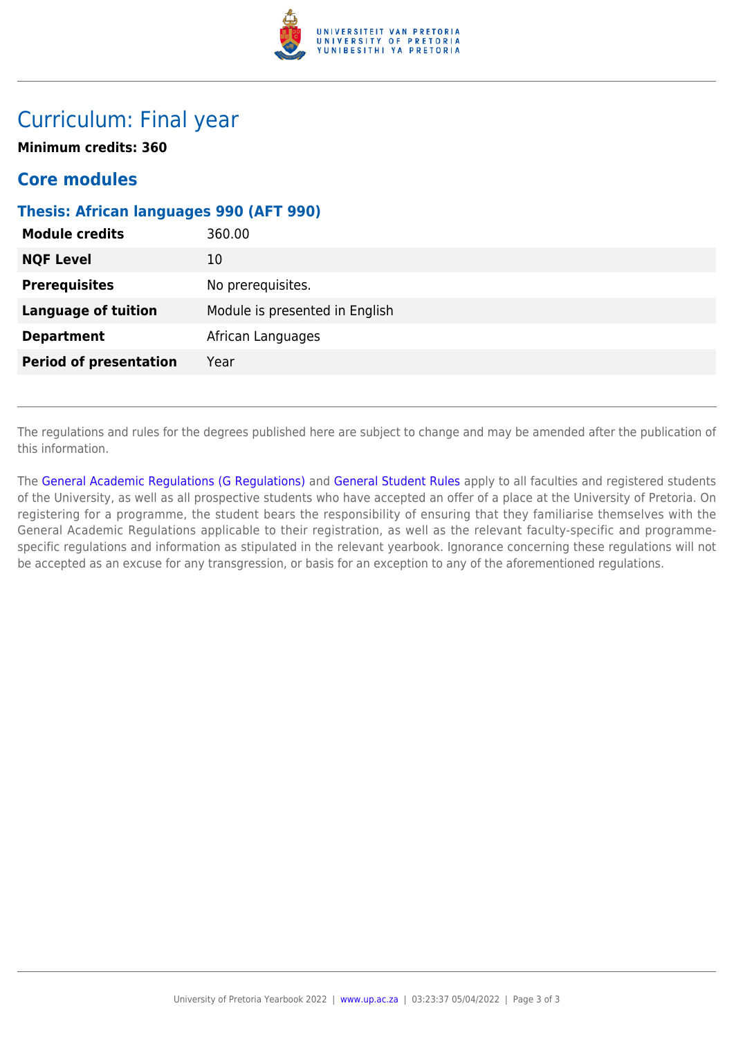# Curriculum: Final year

**Minimum credits: 360**

## Core modules

### Thesis: African languages 990 (AFT 990)

| | |
|---|---|
| **Module credits** | 360.00 |
| **NQF Level** | 10 |
| **Prerequisites** | No prerequisites. |
| **Language of tuition** | Module is presented in English |
| **Department** | African Languages |
| **Period of presentation** | Year |

The regulations and rules for the degrees published here are subject to change and may be amended after the publication of this information.

The General Academic Regulations (G Regulations) and General Student Rules apply to all faculties and registered students of the University, as well as all prospective students who have accepted an offer of a place at the University of Pretoria. On registering for a programme, the student bears the responsibility of ensuring that they familiarise themselves with the General Academic Regulations applicable to their registration, as well as the relevant faculty-specific and programme-specific regulations and information as stipulated in the relevant yearbook. Ignorance concerning these regulations will not be accepted as an excuse for any transgression, or basis for an exception to any of the aforementioned regulations.